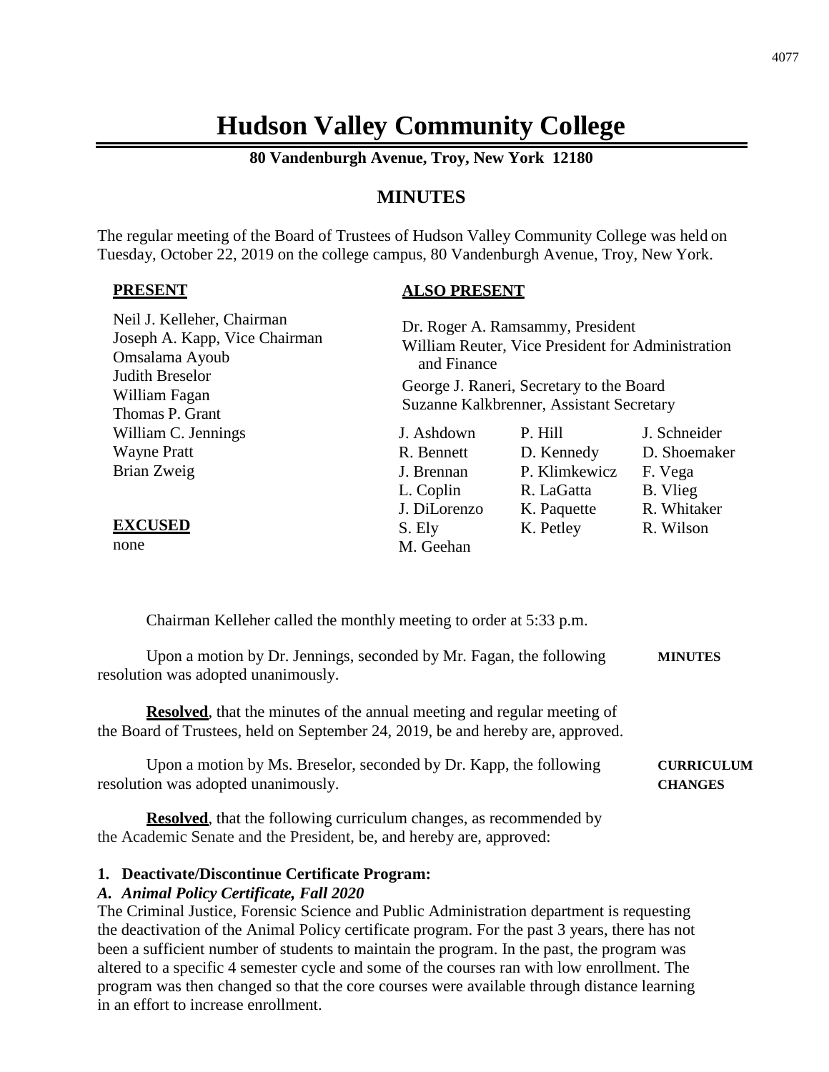# Hudson Valley Community College

**80 Vandenburgh Avenue, Troy, New York 12180**

## MINUTES

The regular meeting of the Board of Trustees of Hudson Valley Community College was held on Tuesday, October 22, 2019 on the college campus, 80 Vandenburgh Avenue, Troy, New York.

**PRESENT**

Neil J. Kelleher, Chairman
Joseph A. Kapp, Vice Chairman
Omsalama Ayoub
Judith Breselor
William Fagan
Thomas P. Grant
William C. Jennings
Wayne Pratt
Brian Zweig

**EXCUSED**

none

**ALSO PRESENT**

Dr. Roger A. Ramsammy, President
William Reuter, Vice President for Administration and Finance
George J. Raneri, Secretary to the Board
Suzanne Kalkbrenner, Assistant Secretary

J. Ashdown, R. Bennett, J. Brennan, L. Coplin, J. DiLorenzo, S. Ely, M. Geehan, P. Hill, D. Kennedy, P. Klimkewicz, R. LaGatta, K. Paquette, K. Petley, J. Schneider, D. Shoemaker, F. Vega, B. Vlieg, R. Whitaker, R. Wilson

Chairman Kelleher called the monthly meeting to order at 5:33 p.m.

**MINUTES**

Upon a motion by Dr. Jennings, seconded by Mr. Fagan, the following resolution was adopted unanimously.

**Resolved**, that the minutes of the annual meeting and regular meeting of the Board of Trustees, held on September 24, 2019, be and hereby are, approved.

**CURRICULUM CHANGES**

Upon a motion by Ms. Breselor, seconded by Dr. Kapp, the following resolution was adopted unanimously.

**Resolved**, that the following curriculum changes, as recommended by the Academic Senate and the President, be, and hereby are, approved:

**1. Deactivate/Discontinue Certificate Program:**

***A. Animal Policy Certificate, Fall 2020***

The Criminal Justice, Forensic Science and Public Administration department is requesting the deactivation of the Animal Policy certificate program. For the past 3 years, there has not been a sufficient number of students to maintain the program. In the past, the program was altered to a specific 4 semester cycle and some of the courses ran with low enrollment. The program was then changed so that the core courses were available through distance learning in an effort to increase enrollment.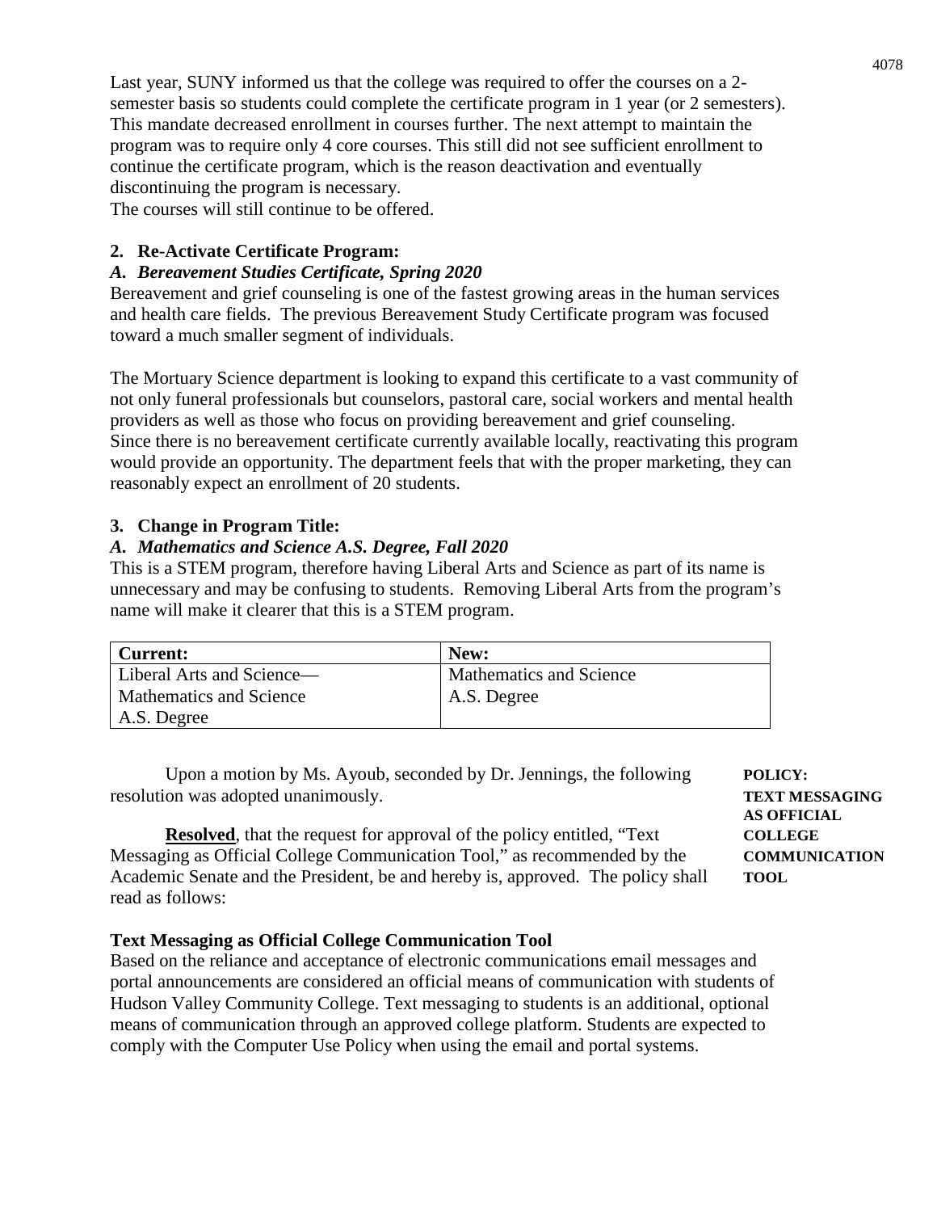Last year, SUNY informed us that the college was required to offer the courses on a 2-semester basis so students could complete the certificate program in 1 year (or 2 semesters). This mandate decreased enrollment in courses further. The next attempt to maintain the program was to require only 4 core courses. This still did not see sufficient enrollment to continue the certificate program, which is the reason deactivation and eventually discontinuing the program is necessary.
The courses will still continue to be offered.

**2. Re-Activate Certificate Program:**

***A. Bereavement Studies Certificate, Spring 2020***

Bereavement and grief counseling is one of the fastest growing areas in the human services and health care fields. The previous Bereavement Study Certificate program was focused toward a much smaller segment of individuals.

The Mortuary Science department is looking to expand this certificate to a vast community of not only funeral professionals but counselors, pastoral care, social workers and mental health providers as well as those who focus on providing bereavement and grief counseling. Since there is no bereavement certificate currently available locally, reactivating this program would provide an opportunity. The department feels that with the proper marketing, they can reasonably expect an enrollment of 20 students.

**3. Change in Program Title:**

***A. Mathematics and Science A.S. Degree, Fall 2020***

This is a STEM program, therefore having Liberal Arts and Science as part of its name is unnecessary and may be confusing to students. Removing Liberal Arts from the program's name will make it clearer that this is a STEM program.

| Current: | New: |
|---|---|
| Liberal Arts and Science—Mathematics and Science A.S. Degree | Mathematics and Science A.S. Degree |

**POLICY: TEXT MESSAGING AS OFFICIAL COLLEGE COMMUNICATION TOOL**

Upon a motion by Ms. Ayoub, seconded by Dr. Jennings, the following resolution was adopted unanimously.

**Resolved**, that the request for approval of the policy entitled, "Text Messaging as Official College Communication Tool," as recommended by the Academic Senate and the President, be and hereby is, approved. The policy shall read as follows:

**Text Messaging as Official College Communication Tool**

Based on the reliance and acceptance of electronic communications email messages and portal announcements are considered an official means of communication with students of Hudson Valley Community College. Text messaging to students is an additional, optional means of communication through an approved college platform. Students are expected to comply with the Computer Use Policy when using the email and portal systems.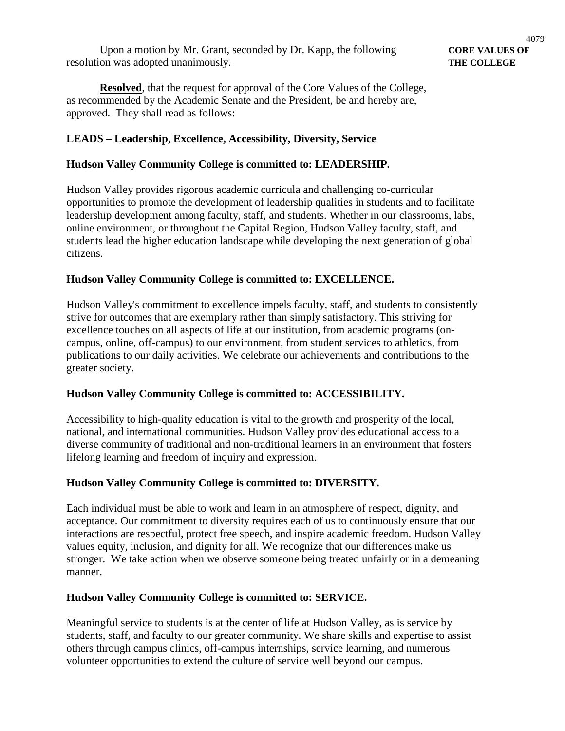**CORE VALUES OF THE COLLEGE**

Upon a motion by Mr. Grant, seconded by Dr. Kapp, the following resolution was adopted unanimously.

**Resolved**, that the request for approval of the Core Values of the College, as recommended by the Academic Senate and the President, be and hereby are, approved. They shall read as follows:

**LEADS – Leadership, Excellence, Accessibility, Diversity, Service**

**Hudson Valley Community College is committed to: LEADERSHIP.**

Hudson Valley provides rigorous academic curricula and challenging co-curricular opportunities to promote the development of leadership qualities in students and to facilitate leadership development among faculty, staff, and students. Whether in our classrooms, labs, online environment, or throughout the Capital Region, Hudson Valley faculty, staff, and students lead the higher education landscape while developing the next generation of global citizens.

**Hudson Valley Community College is committed to: EXCELLENCE.**

Hudson Valley's commitment to excellence impels faculty, staff, and students to consistently strive for outcomes that are exemplary rather than simply satisfactory. This striving for excellence touches on all aspects of life at our institution, from academic programs (on-campus, online, off-campus) to our environment, from student services to athletics, from publications to our daily activities. We celebrate our achievements and contributions to the greater society.

**Hudson Valley Community College is committed to: ACCESSIBILITY.**

Accessibility to high-quality education is vital to the growth and prosperity of the local, national, and international communities. Hudson Valley provides educational access to a diverse community of traditional and non-traditional learners in an environment that fosters lifelong learning and freedom of inquiry and expression.

**Hudson Valley Community College is committed to: DIVERSITY.**

Each individual must be able to work and learn in an atmosphere of respect, dignity, and acceptance. Our commitment to diversity requires each of us to continuously ensure that our interactions are respectful, protect free speech, and inspire academic freedom. Hudson Valley values equity, inclusion, and dignity for all. We recognize that our differences make us stronger. We take action when we observe someone being treated unfairly or in a demeaning manner.

**Hudson Valley Community College is committed to: SERVICE.**

Meaningful service to students is at the center of life at Hudson Valley, as is service by students, staff, and faculty to our greater community. We share skills and expertise to assist others through campus clinics, off-campus internships, service learning, and numerous volunteer opportunities to extend the culture of service well beyond our campus.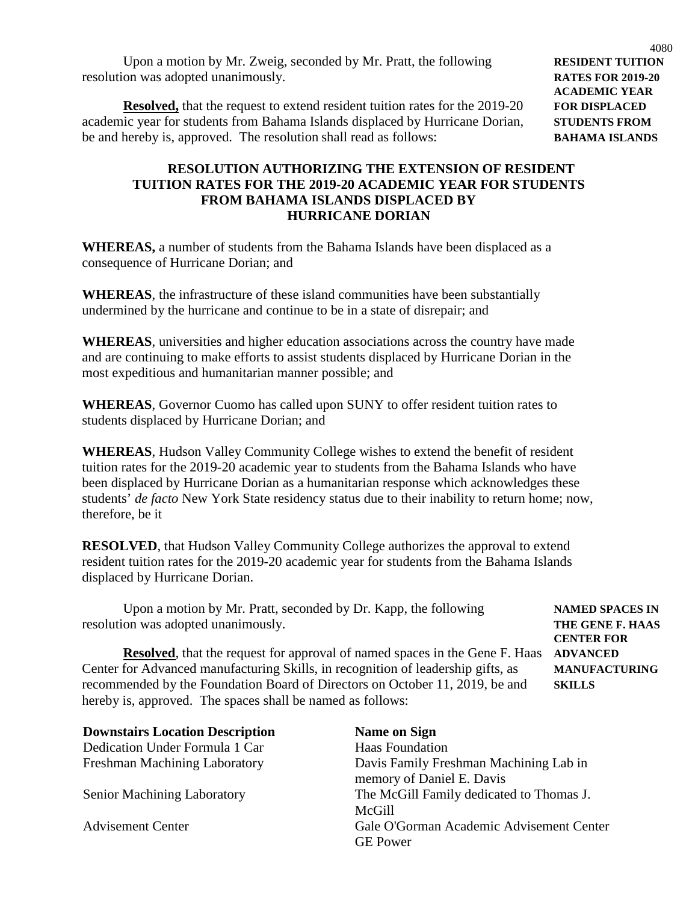Upon a motion by Mr. Zweig, seconded by Mr. Pratt, the following resolution was adopted unanimously.

**RESIDENT TUITION RATES FOR 2019-20 ACADEMIC YEAR FOR DISPLACED STUDENTS FROM BAHAMA ISLANDS**

**Resolved,** that the request to extend resident tuition rates for the 2019-20 academic year for students from Bahama Islands displaced by Hurricane Dorian, be and hereby is, approved. The resolution shall read as follows:

**RESOLUTION AUTHORIZING THE EXTENSION OF RESIDENT TUITION RATES FOR THE 2019-20 ACADEMIC YEAR FOR STUDENTS FROM BAHAMA ISLANDS DISPLACED BY HURRICANE DORIAN**

**WHEREAS,** a number of students from the Bahama Islands have been displaced as a consequence of Hurricane Dorian; and

**WHEREAS**, the infrastructure of these island communities have been substantially undermined by the hurricane and continue to be in a state of disrepair; and

**WHEREAS**, universities and higher education associations across the country have made and are continuing to make efforts to assist students displaced by Hurricane Dorian in the most expeditious and humanitarian manner possible; and

**WHEREAS**, Governor Cuomo has called upon SUNY to offer resident tuition rates to students displaced by Hurricane Dorian; and

**WHEREAS**, Hudson Valley Community College wishes to extend the benefit of resident tuition rates for the 2019-20 academic year to students from the Bahama Islands who have been displaced by Hurricane Dorian as a humanitarian response which acknowledges these students' *de facto* New York State residency status due to their inability to return home; now, therefore, be it

**RESOLVED**, that Hudson Valley Community College authorizes the approval to extend resident tuition rates for the 2019-20 academic year for students from the Bahama Islands displaced by Hurricane Dorian.

Upon a motion by Mr. Pratt, seconded by Dr. Kapp, the following resolution was adopted unanimously.

**NAMED SPACES IN THE GENE F. HAAS CENTER FOR ADVANCED MANUFACTURING SKILLS**

**Resolved**, that the request for approval of named spaces in the Gene F. Haas Center for Advanced manufacturing Skills, in recognition of leadership gifts, as recommended by the Foundation Board of Directors on October 11, 2019, be and hereby is, approved. The spaces shall be named as follows:

| Downstairs Location Description | Name on Sign |
|---|---|
| Dedication Under Formula 1 Car | Haas Foundation |
| Freshman Machining Laboratory | Davis Family Freshman Machining Lab in memory of Daniel E. Davis |
| Senior Machining Laboratory | The McGill Family dedicated to Thomas J. McGill |
| Advisement Center | Gale O'Gorman Academic Advisement Center GE Power |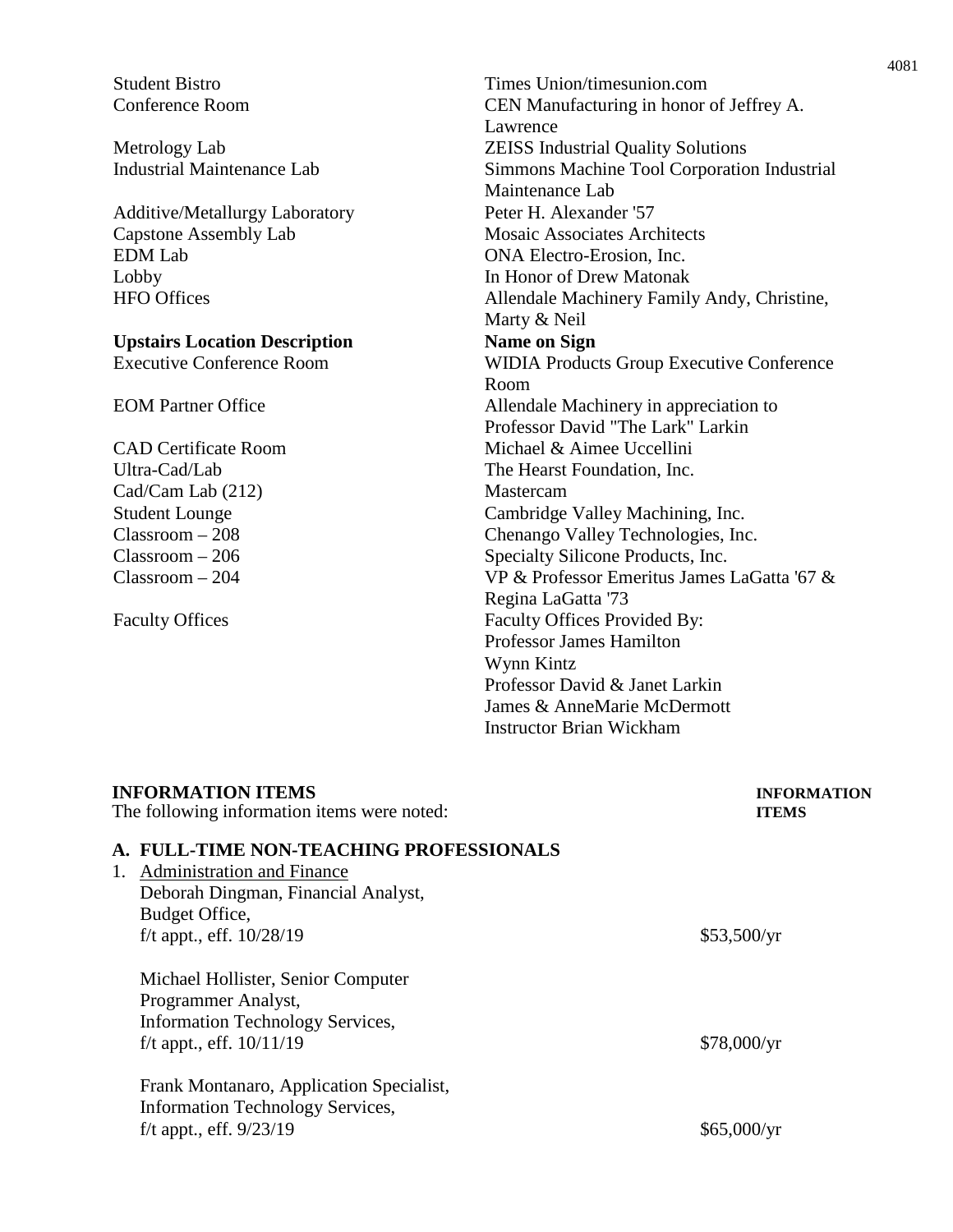| | |
|---|---|
| Student Bistro | Times Union/timesunion.com |
| Conference Room | CEN Manufacturing in honor of Jeffrey A. Lawrence |
| Metrology Lab | ZEISS Industrial Quality Solutions |
| Industrial Maintenance Lab | Simmons Machine Tool Corporation Industrial Maintenance Lab |
| Additive/Metallurgy Laboratory | Peter H. Alexander '57 |
| Capstone Assembly Lab | Mosaic Associates Architects |
| EDM Lab | ONA Electro-Erosion, Inc. |
| Lobby | In Honor of Drew Matonak |
| HFO Offices | Allendale Machinery Family Andy, Christine, Marty & Neil |
| **Upstairs Location Description** | **Name on Sign** |
| Executive Conference Room | WIDIA Products Group Executive Conference Room |
| EOM Partner Office | Allendale Machinery in appreciation to Professor David "The Lark" Larkin |
| CAD Certificate Room | Michael & Aimee Uccellini |
| Ultra-Cad/Lab | The Hearst Foundation, Inc. |
| Cad/Cam Lab (212) | Mastercam |
| Student Lounge | Cambridge Valley Machining, Inc. |
| Classroom – 208 | Chenango Valley Technologies, Inc. |
| Classroom – 206 | Specialty Silicone Products, Inc. |
| Classroom – 204 | VP & Professor Emeritus James LaGatta '67 & Regina LaGatta '73 |
| Faculty Offices | Faculty Offices Provided By:<br>Professor James Hamilton<br>Wynn Kintz<br>Professor David & Janet Larkin<br>James & AnneMarie McDermott<br>Instructor Brian Wickham |

**INFORMATION ITEMS** — **INFORMATION ITEMS**

The following information items were noted:

**A. FULL-TIME NON-TEACHING PROFESSIONALS**

1. Administration and Finance

   Deborah Dingman, Financial Analyst,
   Budget Office,
   f/t appt., eff. 10/28/19 — $53,500/yr

   Michael Hollister, Senior Computer Programmer Analyst,
   Information Technology Services,
   f/t appt., eff. 10/11/19 — $78,000/yr

   Frank Montanaro, Application Specialist,
   Information Technology Services,
   f/t appt., eff. 9/23/19 — $65,000/yr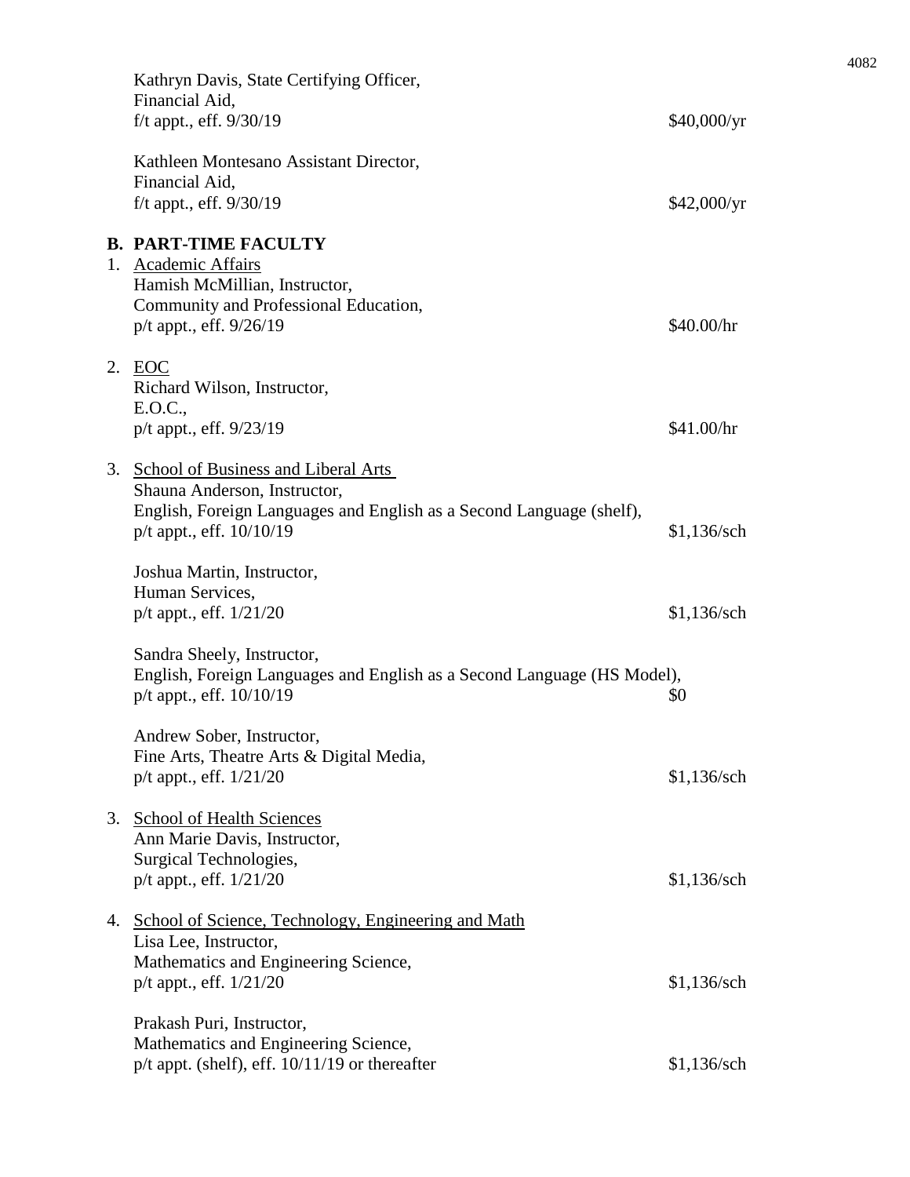Kathryn Davis, State Certifying Officer,
Financial Aid,
f/t appt., eff. 9/30/19 — $40,000/yr

Kathleen Montesano Assistant Director,
Financial Aid,
f/t appt., eff. 9/30/19 — $42,000/yr

**B. PART-TIME FACULTY**

1. Academic Affairs

   Hamish McMillian, Instructor,
   Community and Professional Education,
   p/t appt., eff. 9/26/19 — $40.00/hr

2. EOC

   Richard Wilson, Instructor,
   E.O.C.,
   p/t appt., eff. 9/23/19 — $41.00/hr

3. School of Business and Liberal Arts

   Shauna Anderson, Instructor,
   English, Foreign Languages and English as a Second Language (shelf),
   p/t appt., eff. 10/10/19 — $1,136/sch

   Joshua Martin, Instructor,
   Human Services,
   p/t appt., eff. 1/21/20 — $1,136/sch

   Sandra Sheely, Instructor,
   English, Foreign Languages and English as a Second Language (HS Model),
   p/t appt., eff. 10/10/19 — $0

   Andrew Sober, Instructor,
   Fine Arts, Theatre Arts & Digital Media,
   p/t appt., eff. 1/21/20 — $1,136/sch

3. School of Health Sciences

   Ann Marie Davis, Instructor,
   Surgical Technologies,
   p/t appt., eff. 1/21/20 — $1,136/sch

4. School of Science, Technology, Engineering and Math

   Lisa Lee, Instructor,
   Mathematics and Engineering Science,
   p/t appt., eff. 1/21/20 — $1,136/sch

   Prakash Puri, Instructor,
   Mathematics and Engineering Science,
   p/t appt. (shelf), eff. 10/11/19 or thereafter — $1,136/sch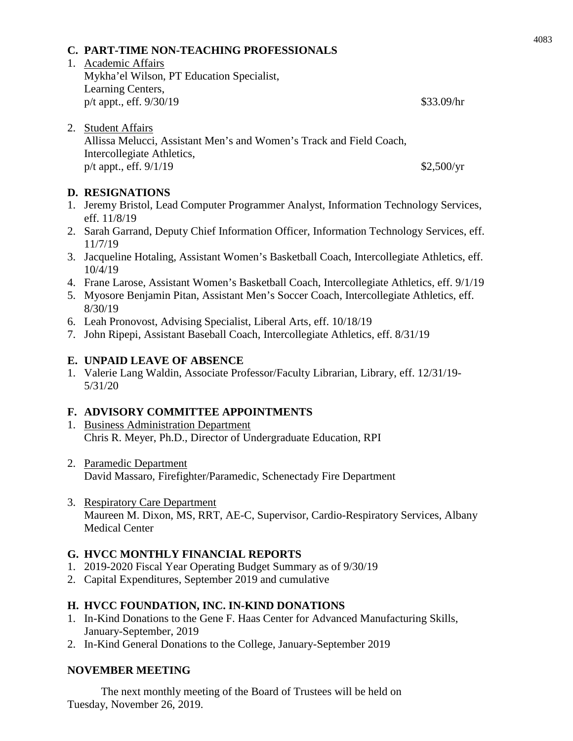## C. PART-TIME NON-TEACHING PROFESSIONALS

1. Academic Affairs
   Mykha'el Wilson, PT Education Specialist,
   Learning Centers,
   p/t appt., eff. 9/30/19 $33.09/hr

2. Student Affairs
   Allissa Melucci, Assistant Men's and Women's Track and Field Coach,
   Intercollegiate Athletics,
   p/t appt., eff. 9/1/19 $2,500/yr

## D. RESIGNATIONS

1. Jeremy Bristol, Lead Computer Programmer Analyst, Information Technology Services, eff. 11/8/19
2. Sarah Garrand, Deputy Chief Information Officer, Information Technology Services, eff. 11/7/19
3. Jacqueline Hotaling, Assistant Women's Basketball Coach, Intercollegiate Athletics, eff. 10/4/19
4. Frane Larose, Assistant Women's Basketball Coach, Intercollegiate Athletics, eff. 9/1/19
5. Myosore Benjamin Pitan, Assistant Men's Soccer Coach, Intercollegiate Athletics, eff. 8/30/19
6. Leah Pronovost, Advising Specialist, Liberal Arts, eff. 10/18/19
7. John Ripepi, Assistant Baseball Coach, Intercollegiate Athletics, eff. 8/31/19

## E. UNPAID LEAVE OF ABSENCE

1. Valerie Lang Waldin, Associate Professor/Faculty Librarian, Library, eff. 12/31/19-5/31/20

## F. ADVISORY COMMITTEE APPOINTMENTS

1. Business Administration Department
   Chris R. Meyer, Ph.D., Director of Undergraduate Education, RPI

2. Paramedic Department
   David Massaro, Firefighter/Paramedic, Schenectady Fire Department

3. Respiratory Care Department
   Maureen M. Dixon, MS, RRT, AE-C, Supervisor, Cardio-Respiratory Services, Albany Medical Center

## G. HVCC MONTHLY FINANCIAL REPORTS

1. 2019-2020 Fiscal Year Operating Budget Summary as of 9/30/19
2. Capital Expenditures, September 2019 and cumulative

## H. HVCC FOUNDATION, INC. IN-KIND DONATIONS

1. In-Kind Donations to the Gene F. Haas Center for Advanced Manufacturing Skills, January-September, 2019
2. In-Kind General Donations to the College, January-September 2019

## NOVEMBER MEETING

The next monthly meeting of the Board of Trustees will be held on Tuesday, November 26, 2019.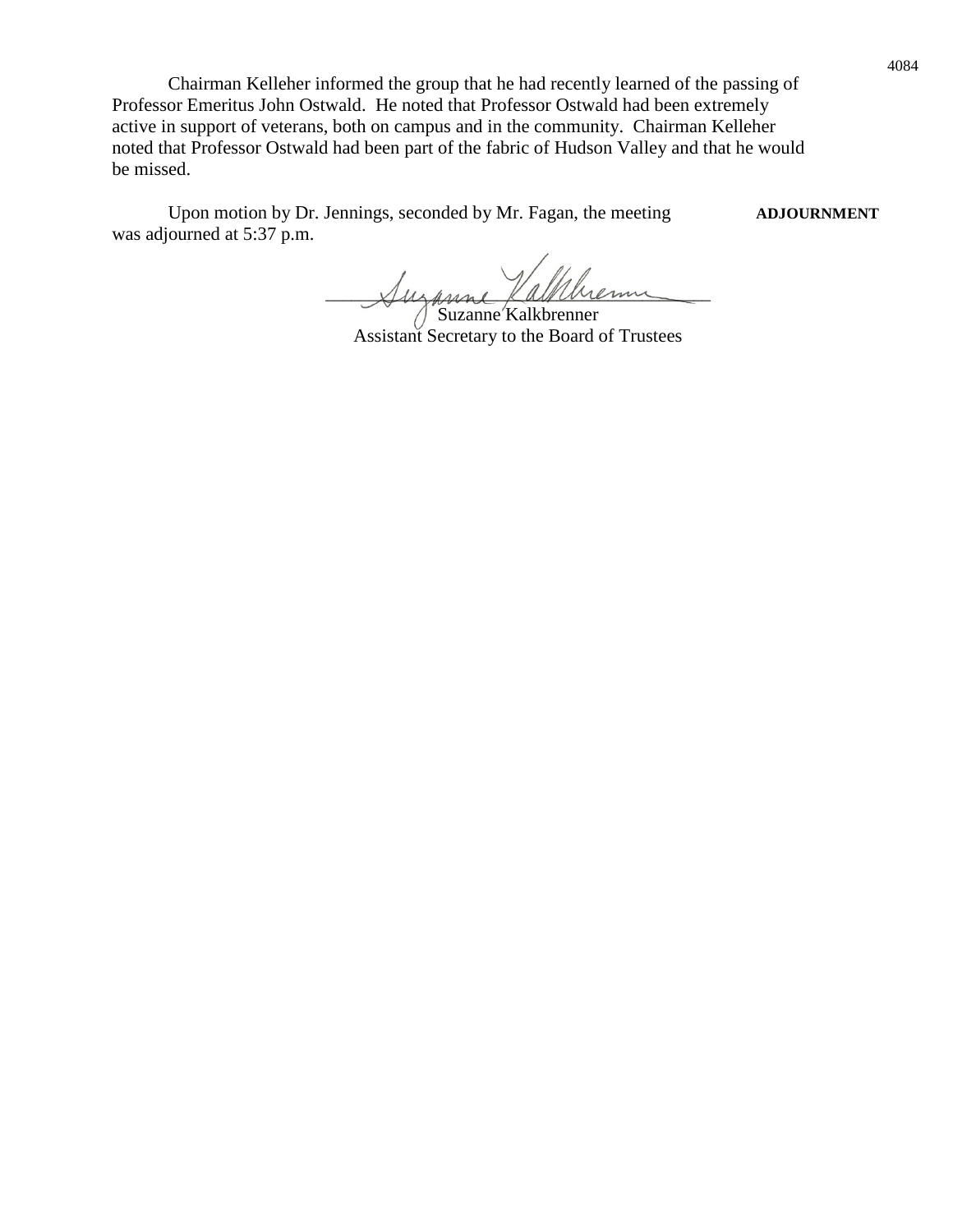Chairman Kelleher informed the group that he had recently learned of the passing of Professor Emeritus John Ostwald. He noted that Professor Ostwald had been extremely active in support of veterans, both on campus and in the community. Chairman Kelleher noted that Professor Ostwald had been part of the fabric of Hudson Valley and that he would be missed.

**ADJOURNMENT**

Upon motion by Dr. Jennings, seconded by Mr. Fagan, the meeting was adjourned at 5:37 p.m.

Suzanne Kalkbrenner
Assistant Secretary to the Board of Trustees